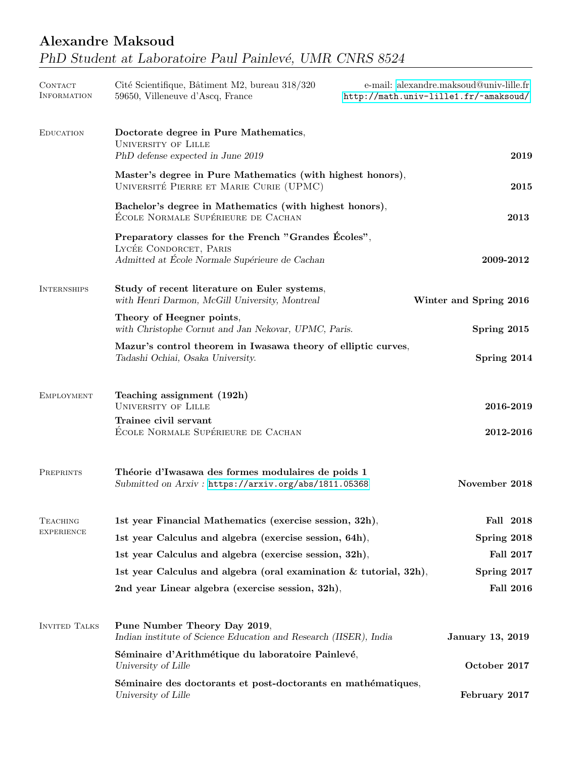# Alexandre Maksoud

*PhD Student at Laboratoire Paul Painlevé, UMR CNRS 8524*

## Contact Information

Cité Scientifique, Bâtiment M2, bureau 318/320
59650, Villeneuve d'Ascq, France

e-mail: alexandre.maksoud@univ-lille.fr
http://math.univ-lille1.fr/~amaksoud/

## Education

**Doctorate degree in Pure Mathematics**,
University of Lille
*PhD defense expected in June 2019* — **2019**

**Master's degree in Pure Mathematics (with highest honors)**,
Université Pierre et Marie Curie (UPMC) — **2015**

**Bachelor's degree in Mathematics (with highest honors)**,
École Normale Supérieure de Cachan — **2013**

**Preparatory classes for the French "Grandes Écoles"**,
Lycée Condorcet, Paris
*Admitted at École Normale Supérieure de Cachan* — **2009-2012**

## Internships

**Study of recent literature on Euler systems**,
*with Henri Darmon, McGill University, Montreal* — **Winter and Spring 2016**

**Theory of Heegner points**,
*with Christophe Cornut and Jan Nekovar, UPMC, Paris.* — **Spring 2015**

**Mazur's control theorem in Iwasawa theory of elliptic curves**,
*Tadashi Ochiai, Osaka University.* — **Spring 2014**

## Employment

**Teaching assignment (192h)**
University of Lille — **2016-2019**

**Trainee civil servant**
École Normale Supérieure de Cachan — **2012-2016**

## Preprints

**Théorie d'Iwasawa des formes modulaires de poids 1**
*Submitted on Arxiv :* https://arxiv.org/abs/1811.05368 — **November 2018**

## Teaching experience

- **1st year Financial Mathematics (exercise session, 32h)**, — **Fall 2018**
- **1st year Calculus and algebra (exercise session, 64h)**, — **Spring 2018**
- **1st year Calculus and algebra (exercise session, 32h)**, — **Fall 2017**
- **1st year Calculus and algebra (oral examination & tutorial, 32h)**, — **Spring 2017**
- **2nd year Linear algebra (exercise session, 32h)**, — **Fall 2016**

## Invited Talks

**Pune Number Theory Day 2019**,
*Indian institute of Science Education and Research (IISER), India* — **January 13, 2019**

**Séminaire d'Arithmétique du laboratoire Painlevé**,
*University of Lille* — **October 2017**

**Séminaire des doctorants et post-doctorants en mathématiques**,
*University of Lille* — **February 2017**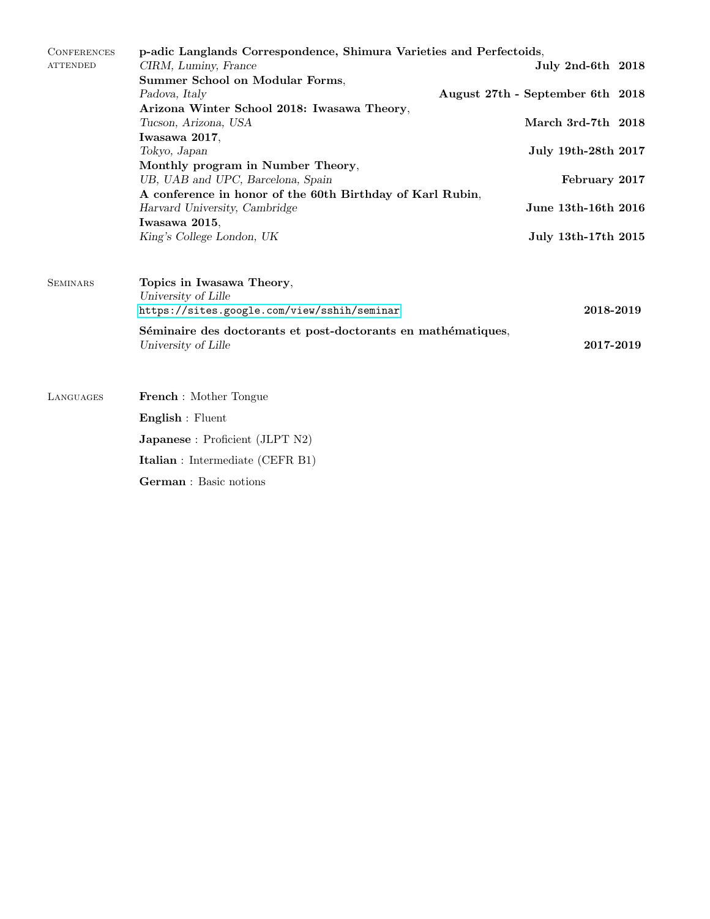## Conferences attended

**p-adic Langlands Correspondence, Shimura Varieties and Perfectoids**,
*CIRM, Luminy, France* — **July 2nd-6th 2018**

**Summer School on Modular Forms**,
*Padova, Italy* — **August 27th - September 6th 2018**

**Arizona Winter School 2018: Iwasawa Theory**,
*Tucson, Arizona, USA* — **March 3rd-7th 2018**

**Iwasawa 2017**,
*Tokyo, Japan* — **July 19th-28th 2017**

**Monthly program in Number Theory**,
*UB, UAB and UPC, Barcelona, Spain* — **February 2017**

**A conference in honor of the 60th Birthday of Karl Rubin**,
*Harvard University, Cambridge* — **June 13th-16th 2016**

**Iwasawa 2015**,
*King's College London, UK* — **July 13th-17th 2015**

## Seminars

**Topics in Iwasawa Theory**,
*University of Lille*
https://sites.google.com/view/sshih/seminar — **2018-2019**

**Séminaire des doctorants et post-doctorants en mathématiques**,
*University of Lille* — **2017-2019**

## Languages

**French** : Mother Tongue

**English** : Fluent

**Japanese** : Proficient (JLPT N2)

**Italian** : Intermediate (CEFR B1)

**German** : Basic notions